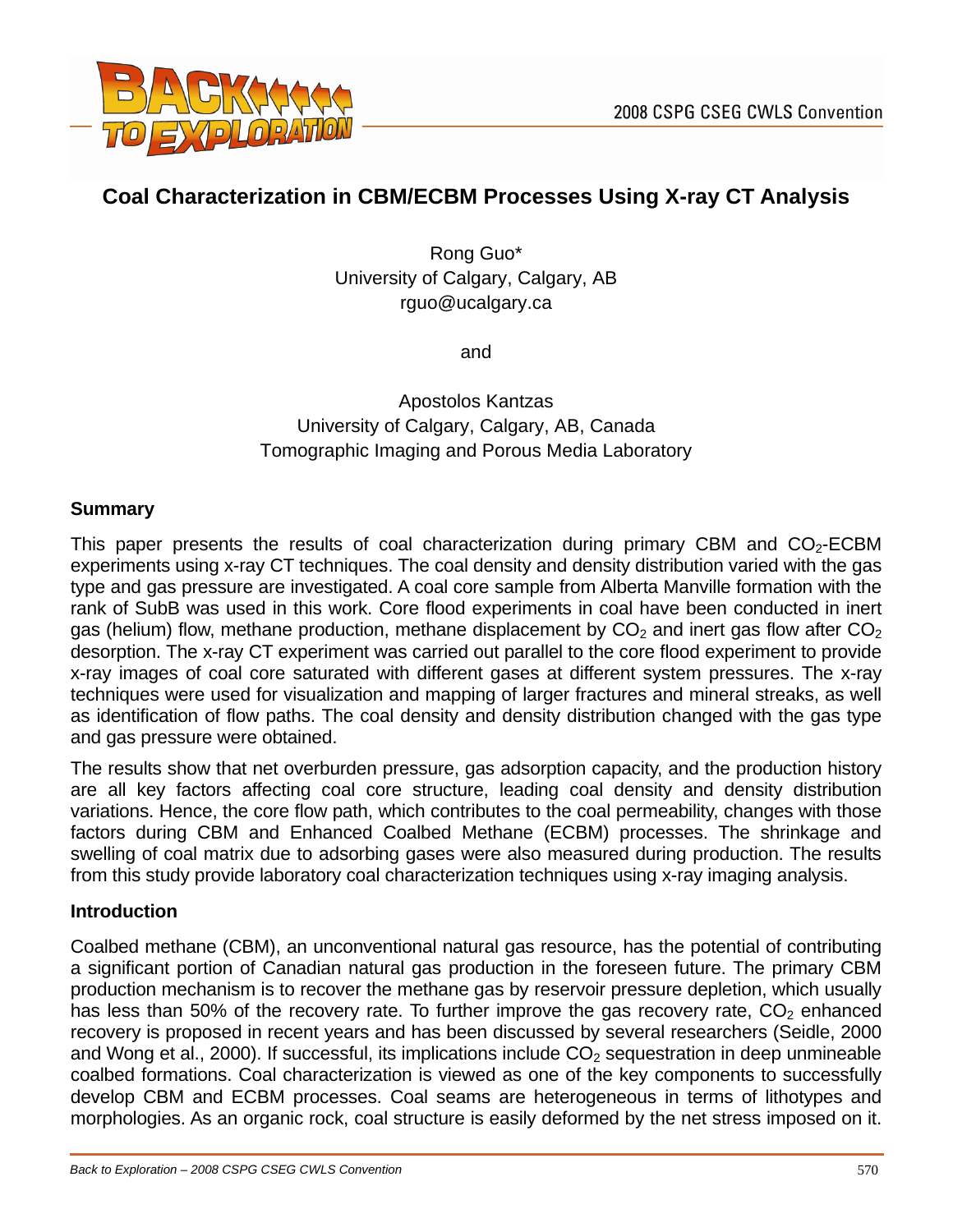# Coal Characterization in CBM/ECBM Processes Using X-ray CT Analysis

Rong Guo*
University of Calgary, Calgary, AB
rguo@ucalgary.ca

and

Apostolos Kantzas
University of Calgary, Calgary, AB, Canada
Tomographic Imaging and Porous Media Laboratory

## Summary

This paper presents the results of coal characterization during primary CBM and $CO_2$-ECBM experiments using x-ray CT techniques. The coal density and density distribution varied with the gas type and gas pressure are investigated. A coal core sample from Alberta Manville formation with the rank of SubB was used in this work. Core flood experiments in coal have been conducted in inert gas (helium) flow, methane production, methane displacement by $CO_2$ and inert gas flow after $CO_2$ desorption. The x-ray CT experiment was carried out parallel to the core flood experiment to provide x-ray images of coal core saturated with different gases at different system pressures. The x-ray techniques were used for visualization and mapping of larger fractures and mineral streaks, as well as identification of flow paths. The coal density and density distribution changed with the gas type and gas pressure were obtained.

The results show that net overburden pressure, gas adsorption capacity, and the production history are all key factors affecting coal core structure, leading coal density and density distribution variations. Hence, the core flow path, which contributes to the coal permeability, changes with those factors during CBM and Enhanced Coalbed Methane (ECBM) processes. The shrinkage and swelling of coal matrix due to adsorbing gases were also measured during production. The results from this study provide laboratory coal characterization techniques using x-ray imaging analysis.

## Introduction

Coalbed methane (CBM), an unconventional natural gas resource, has the potential of contributing a significant portion of Canadian natural gas production in the foreseen future. The primary CBM production mechanism is to recover the methane gas by reservoir pressure depletion, which usually has less than 50% of the recovery rate. To further improve the gas recovery rate, $CO_2$ enhanced recovery is proposed in recent years and has been discussed by several researchers (Seidle, 2000 and Wong et al., 2000). If successful, its implications include $CO_2$ sequestration in deep unmineable coalbed formations. Coal characterization is viewed as one of the key components to successfully develop CBM and ECBM processes. Coal seams are heterogeneous in terms of lithotypes and morphologies. As an organic rock, coal structure is easily deformed by the net stress imposed on it.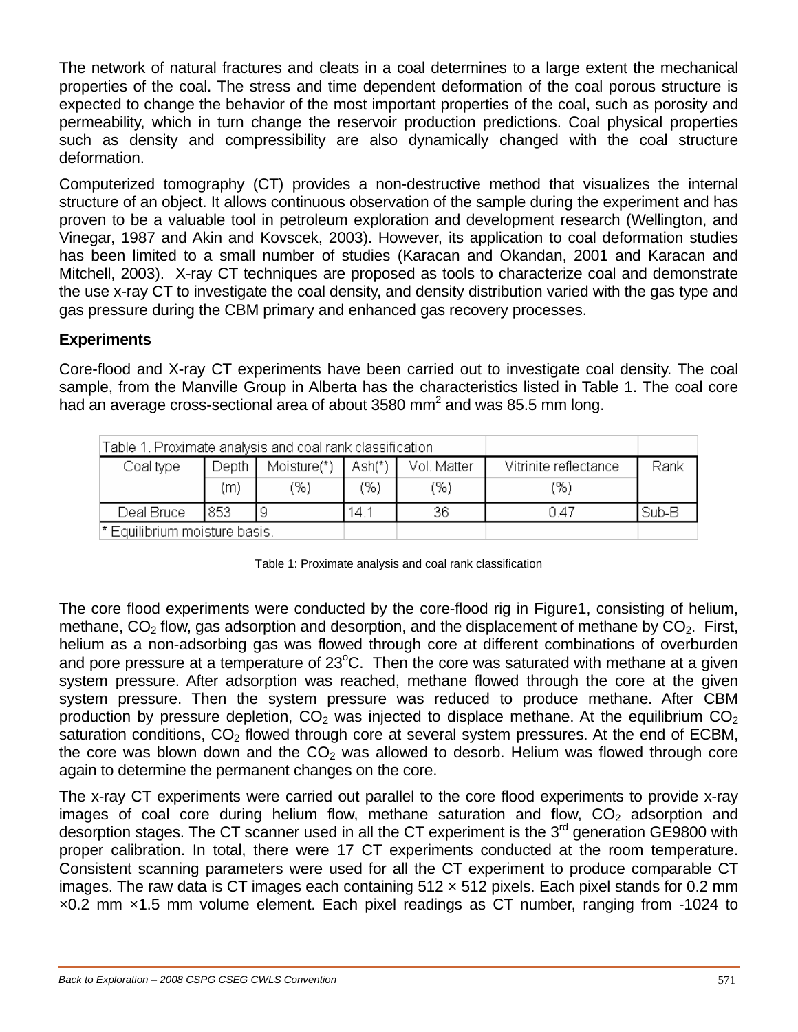The network of natural fractures and cleats in a coal determines to a large extent the mechanical properties of the coal. The stress and time dependent deformation of the coal porous structure is expected to change the behavior of the most important properties of the coal, such as porosity and permeability, which in turn change the reservoir production predictions. Coal physical properties such as density and compressibility are also dynamically changed with the coal structure deformation.

Computerized tomography (CT) provides a non-destructive method that visualizes the internal structure of an object. It allows continuous observation of the sample during the experiment and has proven to be a valuable tool in petroleum exploration and development research (Wellington, and Vinegar, 1987 and Akin and Kovscek, 2003). However, its application to coal deformation studies has been limited to a small number of studies (Karacan and Okandan, 2001 and Karacan and Mitchell, 2003). X-ray CT techniques are proposed as tools to characterize coal and demonstrate the use x-ray CT to investigate the coal density, and density distribution varied with the gas type and gas pressure during the CBM primary and enhanced gas recovery processes.

**Experiments**

Core-flood and X-ray CT experiments have been carried out to investigate coal density. The coal sample, from the Manville Group in Alberta has the characteristics listed in Table 1. The coal core had an average cross-sectional area of about 3580 mm$^2$ and was 85.5 mm long.

| Table 1. Proximate analysis and coal rank classification | | | | | | |
|---|---|---|---|---|---|---|
| Coal type | Depth (m) | Moisture(*) (%) | Ash(*) (%) | Vol. Matter (%) | Vitrinite reflectance (%) | Rank |
| Deal Bruce | 853 | 9 | 14.1 | 36 | 0.47 | Sub-B |
| * Equilibrium moisture basis. | | | | | | |

Table 1: Proximate analysis and coal rank classification

The core flood experiments were conducted by the core-flood rig in Figure1, consisting of helium, methane, $CO_2$ flow, gas adsorption and desorption, and the displacement of methane by $CO_2$. First, helium as a non-adsorbing gas was flowed through core at different combinations of overburden and pore pressure at a temperature of 23$^o$C. Then the core was saturated with methane at a given system pressure. After adsorption was reached, methane flowed through the core at the given system pressure. Then the system pressure was reduced to produce methane. After CBM production by pressure depletion, $CO_2$ was injected to displace methane. At the equilibrium $CO_2$ saturation conditions, $CO_2$ flowed through core at several system pressures. At the end of ECBM, the core was blown down and the $CO_2$ was allowed to desorb. Helium was flowed through core again to determine the permanent changes on the core.

The x-ray CT experiments were carried out parallel to the core flood experiments to provide x-ray images of coal core during helium flow, methane saturation and flow, $CO_2$ adsorption and desorption stages. The CT scanner used in all the CT experiment is the 3$^{rd}$ generation GE9800 with proper calibration. In total, there were 17 CT experiments conducted at the room temperature. Consistent scanning parameters were used for all the CT experiment to produce comparable CT images. The raw data is CT images each containing 512 × 512 pixels. Each pixel stands for 0.2 mm ×0.2 mm ×1.5 mm volume element. Each pixel readings as CT number, ranging from -1024 to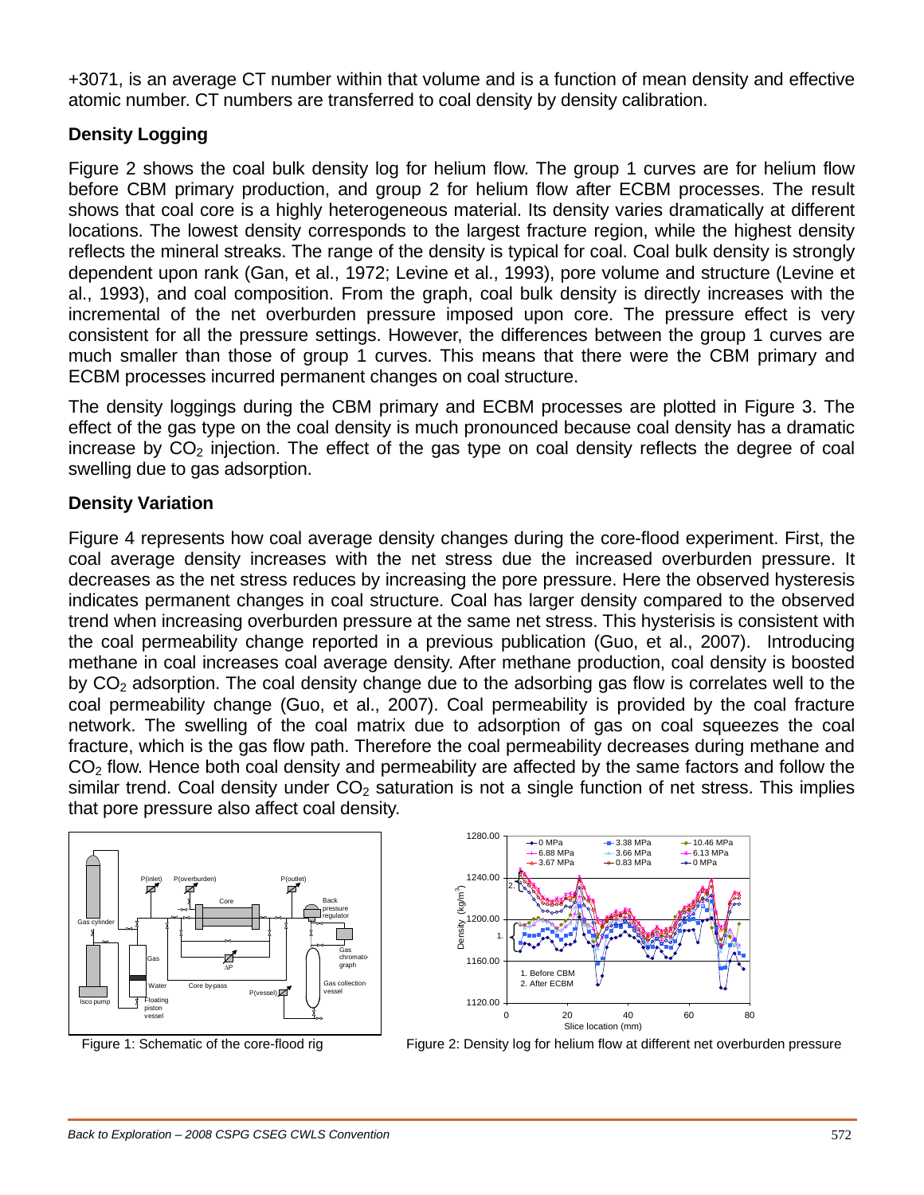+3071, is an average CT number within that volume and is a function of mean density and effective atomic number. CT numbers are transferred to coal density by density calibration.

### Density Logging

Figure 2 shows the coal bulk density log for helium flow. The group 1 curves are for helium flow before CBM primary production, and group 2 for helium flow after ECBM processes. The result shows that coal core is a highly heterogeneous material. Its density varies dramatically at different locations. The lowest density corresponds to the largest fracture region, while the highest density reflects the mineral streaks. The range of the density is typical for coal. Coal bulk density is strongly dependent upon rank (Gan, et al., 1972; Levine et al., 1993), pore volume and structure (Levine et al., 1993), and coal composition. From the graph, coal bulk density is directly increases with the incremental of the net overburden pressure imposed upon core. The pressure effect is very consistent for all the pressure settings. However, the differences between the group 1 curves are much smaller than those of group 1 curves. This means that there were the CBM primary and ECBM processes incurred permanent changes on coal structure.

The density loggings during the CBM primary and ECBM processes are plotted in Figure 3. The effect of the gas type on the coal density is much pronounced because coal density has a dramatic increase by $CO_2$ injection. The effect of the gas type on coal density reflects the degree of coal swelling due to gas adsorption.

### Density Variation

Figure 4 represents how coal average density changes during the core-flood experiment. First, the coal average density increases with the net stress due the increased overburden pressure. It decreases as the net stress reduces by increasing the pore pressure. Here the observed hysteresis indicates permanent changes in coal structure. Coal has larger density compared to the observed trend when increasing overburden pressure at the same net stress. This hysterisis is consistent with the coal permeability change reported in a previous publication (Guo, et al., 2007). Introducing methane in coal increases coal average density. After methane production, coal density is boosted by $CO_2$ adsorption. The coal density change due to the adsorbing gas flow is correlates well to the coal permeability change (Guo, et al., 2007). Coal permeability is provided by the coal fracture network. The swelling of the coal matrix due to adsorption of gas on coal squeezes the coal fracture, which is the gas flow path. Therefore the coal permeability decreases during methane and $CO_2$ flow. Hence both coal density and permeability are affected by the same factors and follow the similar trend. Coal density under $CO_2$ saturation is not a single function of net stress. This implies that pore pressure also affect coal density.

Figure 1: Schematic of the core-flood rig

Figure 2: Density log for helium flow at different net overburden pressure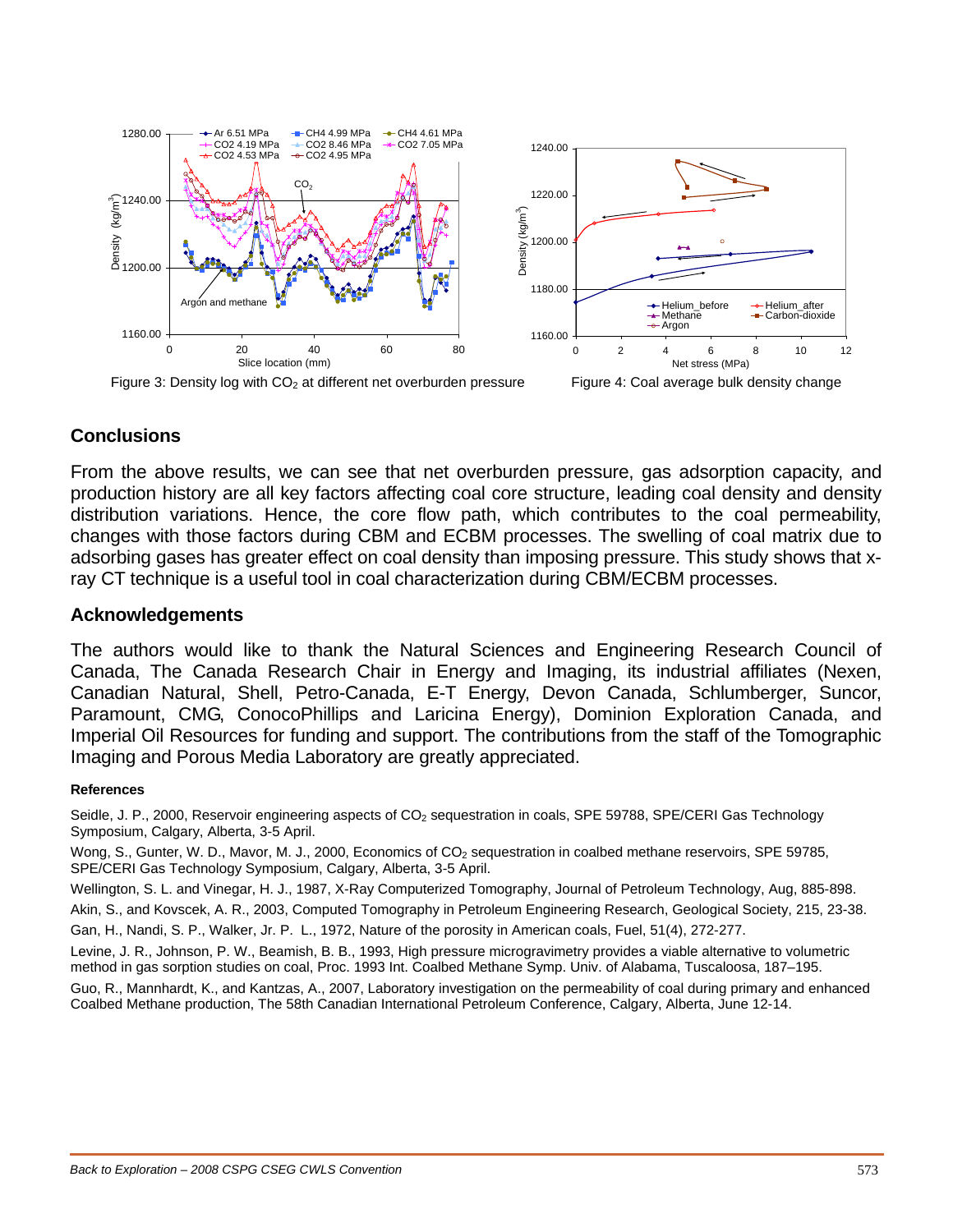1280.00
1240.00
1200.00
1160.00
Density (kg/m³)
0
20
40
60
80
Slice location (mm)
Ar 6.51 MPa
CH4 4.99 MPa
CH4 4.61 MPa
CO2 4.19 MPa
CO2 8.46 MPa
CO2 7.05 MPa
CO2 4.53 MPa
CO2 4.95 MPa
$CO_2$
Argon and methane

Figure 3: Density log with $CO_2$ at different net overburden pressure

1240.00
1220.00
1200.00
1180.00
1160.00
Density (kg/m³)
0
2
4
6
8
10
12
Net stress (MPa)
Helium_before
Methane
Argon
Helium_after
Carbon-dioxide

Figure 4: Coal average bulk density change

## Conclusions

From the above results, we can see that net overburden pressure, gas adsorption capacity, and production history are all key factors affecting coal core structure, leading coal density and density distribution variations. Hence, the core flow path, which contributes to the coal permeability, changes with those factors during CBM and ECBM processes. The swelling of coal matrix due to adsorbing gases has greater effect on coal density than imposing pressure. This study shows that x-ray CT technique is a useful tool in coal characterization during CBM/ECBM processes.

## Acknowledgements

The authors would like to thank the Natural Sciences and Engineering Research Council of Canada, The Canada Research Chair in Energy and Imaging, its industrial affiliates (Nexen, Canadian Natural, Shell, Petro-Canada, E-T Energy, Devon Canada, Schlumberger, Suncor, Paramount, CMG, ConocoPhillips and Laricina Energy), Dominion Exploration Canada, and Imperial Oil Resources for funding and support. The contributions from the staff of the Tomographic Imaging and Porous Media Laboratory are greatly appreciated.

#### References

Seidle, J. P., 2000, Reservoir engineering aspects of $CO_2$ sequestration in coals, SPE 59788, SPE/CERI Gas Technology Symposium, Calgary, Alberta, 3-5 April.

Wong, S., Gunter, W. D., Mavor, M. J., 2000, Economics of $CO_2$ sequestration in coalbed methane reservoirs, SPE 59785, SPE/CERI Gas Technology Symposium, Calgary, Alberta, 3-5 April.

Wellington, S. L. and Vinegar, H. J., 1987, X-Ray Computerized Tomography, Journal of Petroleum Technology, Aug, 885-898.

Akin, S., and Kovscek, A. R., 2003, Computed Tomography in Petroleum Engineering Research, Geological Society, 215, 23-38.

Gan, H., Nandi, S. P., Walker, Jr. P. L., 1972, Nature of the porosity in American coals, Fuel, 51(4), 272-277.

Levine, J. R., Johnson, P. W., Beamish, B. B., 1993, High pressure microgravimetry provides a viable alternative to volumetric method in gas sorption studies on coal, Proc. 1993 Int. Coalbed Methane Symp. Univ. of Alabama, Tuscaloosa, 187–195.

Guo, R., Mannhardt, K., and Kantzas, A., 2007, Laboratory investigation on the permeability of coal during primary and enhanced Coalbed Methane production, The 58th Canadian International Petroleum Conference, Calgary, Alberta, June 12-14.